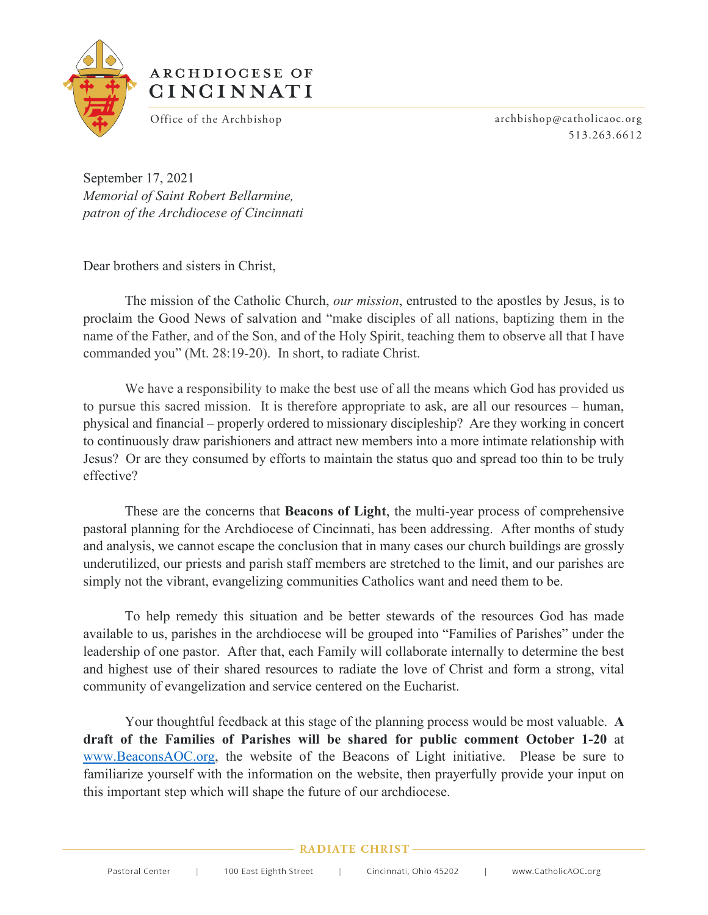ARCHDIOCESE OF CINCINNATI

Office of the Archbishop

archbishop@catholicaoc.org
513.263.6612

September 17, 2021
*Memorial of Saint Robert Bellarmine,*
*patron of the Archdiocese of Cincinnati*

Dear brothers and sisters in Christ,

The mission of the Catholic Church, *our mission*, entrusted to the apostles by Jesus, is to proclaim the Good News of salvation and "make disciples of all nations, baptizing them in the name of the Father, and of the Son, and of the Holy Spirit, teaching them to observe all that I have commanded you" (Mt. 28:19-20). In short, to radiate Christ.

We have a responsibility to make the best use of all the means which God has provided us to pursue this sacred mission. It is therefore appropriate to ask, are all our resources – human, physical and financial – properly ordered to missionary discipleship? Are they working in concert to continuously draw parishioners and attract new members into a more intimate relationship with Jesus? Or are they consumed by efforts to maintain the status quo and spread too thin to be truly effective?

These are the concerns that **Beacons of Light**, the multi-year process of comprehensive pastoral planning for the Archdiocese of Cincinnati, has been addressing. After months of study and analysis, we cannot escape the conclusion that in many cases our church buildings are grossly underutilized, our priests and parish staff members are stretched to the limit, and our parishes are simply not the vibrant, evangelizing communities Catholics want and need them to be.

To help remedy this situation and be better stewards of the resources God has made available to us, parishes in the archdiocese will be grouped into "Families of Parishes" under the leadership of one pastor. After that, each Family will collaborate internally to determine the best and highest use of their shared resources to radiate the love of Christ and form a strong, vital community of evangelization and service centered on the Eucharist.

Your thoughtful feedback at this stage of the planning process would be most valuable. **A draft of the Families of Parishes will be shared for public comment October 1-20** at www.BeaconsAOC.org, the website of the Beacons of Light initiative. Please be sure to familiarize yourself with the information on the website, then prayerfully provide your input on this important step which will shape the future of our archdiocese.

RADIATE CHRIST

Pastoral Center | 100 East Eighth Street | Cincinnati, Ohio 45202 | www.CatholicAOC.org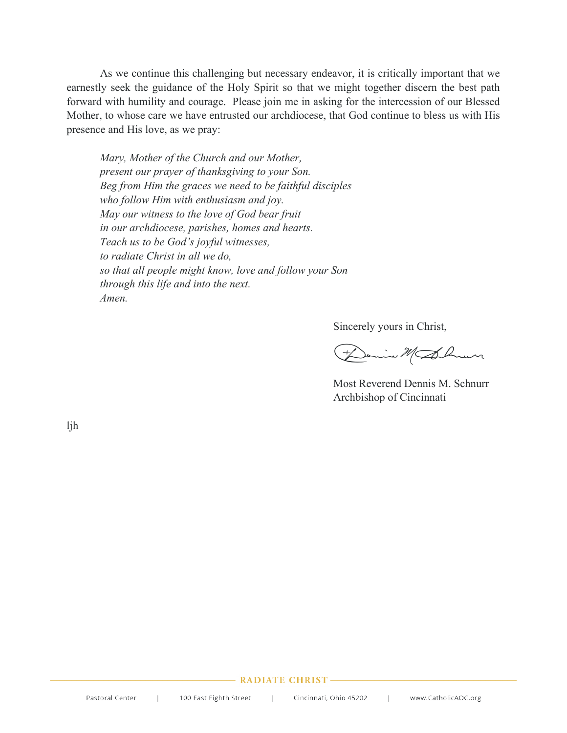As we continue this challenging but necessary endeavor, it is critically important that we earnestly seek the guidance of the Holy Spirit so that we might together discern the best path forward with humility and courage. Please join me in asking for the intercession of our Blessed Mother, to whose care we have entrusted our archdiocese, that God continue to bless us with His presence and His love, as we pray:

*Mary, Mother of the Church and our Mother,*
*present our prayer of thanksgiving to your Son.*
*Beg from Him the graces we need to be faithful disciples*
*who follow Him with enthusiasm and joy.*
*May our witness to the love of God bear fruit*
*in our archdiocese, parishes, homes and hearts.*
*Teach us to be God's joyful witnesses,*
*to radiate Christ in all we do,*
*so that all people might know, love and follow your Son*
*through this life and into the next.*
*Amen.*

Sincerely yours in Christ,

Most Reverend Dennis M. Schnurr
Archbishop of Cincinnati

ljh

RADIATE CHRIST

Pastoral Center | 100 East Eighth Street | Cincinnati, Ohio 45202 | www.CatholicAOC.org